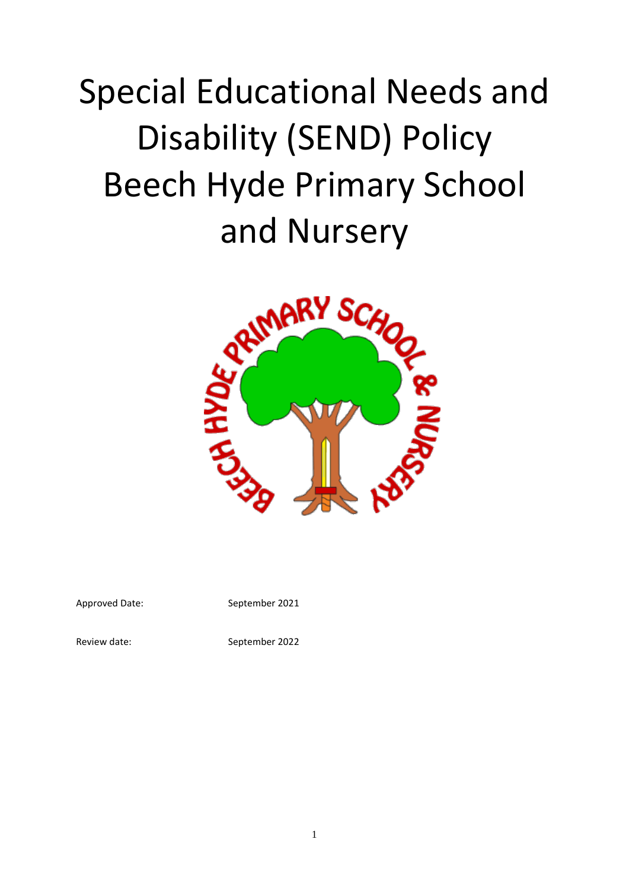# Special Educational Needs and Disability (SEND) Policy Beech Hyde Primary School and Nursery

Approved Date: September 2021

Review date: September 2022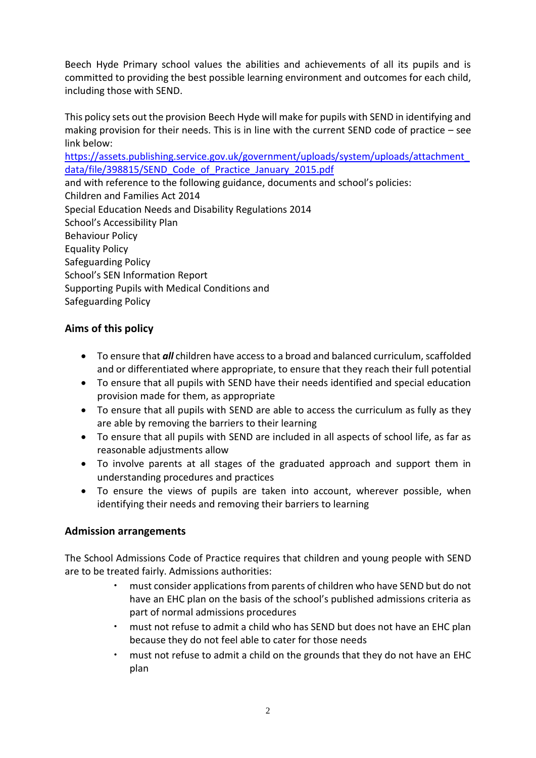Beech Hyde Primary school values the abilities and achievements of all its pupils and is committed to providing the best possible learning environment and outcomes for each child, including those with SEND.

This policy sets out the provision Beech Hyde will make for pupils with SEND in identifying and making provision for their needs. This is in line with the current SEND code of practice – see link below:
[https://assets.publishing.service.gov.uk/government/uploads/system/uploads/attachment_data/file/398815/SEND_Code_of_Practice_January_2015.pdf](https://assets.publishing.service.gov.uk/government/uploads/system/uploads/attachment_data/file/398815/SEND_Code_of_Practice_January_2015.pdf)
and with reference to the following guidance, documents and school's policies:
Children and Families Act 2014
Special Education Needs and Disability Regulations 2014
School's Accessibility Plan
Behaviour Policy
Equality Policy
Safeguarding Policy
School's SEN Information Report
Supporting Pupils with Medical Conditions and
Safeguarding Policy

## Aims of this policy

- To ensure that ***all*** children have access to a broad and balanced curriculum, scaffolded and or differentiated where appropriate, to ensure that they reach their full potential
- To ensure that all pupils with SEND have their needs identified and special education provision made for them, as appropriate
- To ensure that all pupils with SEND are able to access the curriculum as fully as they are able by removing the barriers to their learning
- To ensure that all pupils with SEND are included in all aspects of school life, as far as reasonable adjustments allow
- To involve parents at all stages of the graduated approach and support them in understanding procedures and practices
- To ensure the views of pupils are taken into account, wherever possible, when identifying their needs and removing their barriers to learning

## Admission arrangements

The School Admissions Code of Practice requires that children and young people with SEND are to be treated fairly. Admissions authorities:

- must consider applications from parents of children who have SEND but do not have an EHC plan on the basis of the school's published admissions criteria as part of normal admissions procedures
- must not refuse to admit a child who has SEND but does not have an EHC plan because they do not feel able to cater for those needs
- must not refuse to admit a child on the grounds that they do not have an EHC plan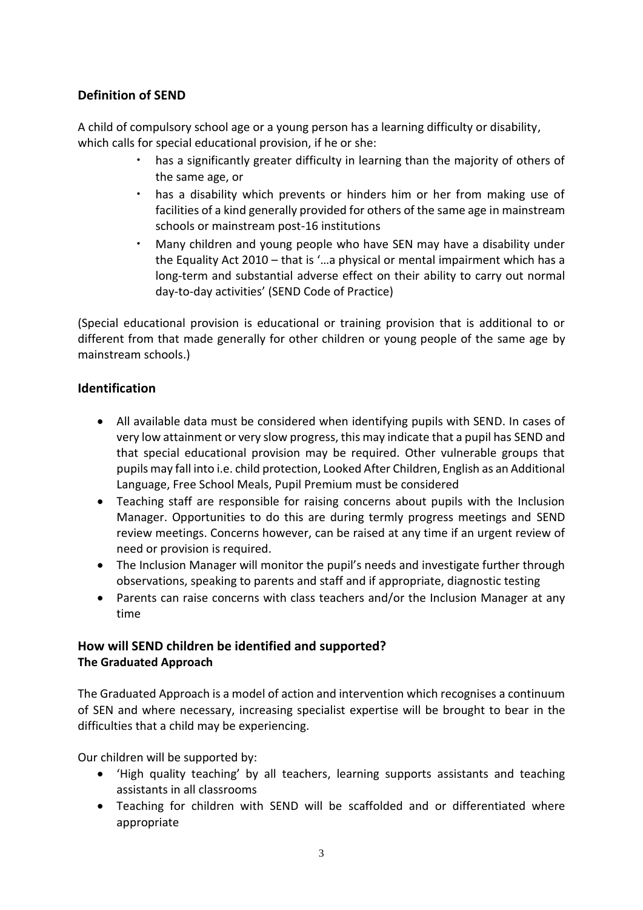## Definition of SEND

A child of compulsory school age or a young person has a learning difficulty or disability, which calls for special educational provision, if he or she:

- has a significantly greater difficulty in learning than the majority of others of the same age, or
- has a disability which prevents or hinders him or her from making use of facilities of a kind generally provided for others of the same age in mainstream schools or mainstream post-16 institutions
- Many children and young people who have SEN may have a disability under the Equality Act 2010 – that is '…a physical or mental impairment which has a long-term and substantial adverse effect on their ability to carry out normal day-to-day activities' (SEND Code of Practice)

(Special educational provision is educational or training provision that is additional to or different from that made generally for other children or young people of the same age by mainstream schools.)

## Identification

- All available data must be considered when identifying pupils with SEND. In cases of very low attainment or very slow progress, this may indicate that a pupil has SEND and that special educational provision may be required. Other vulnerable groups that pupils may fall into i.e. child protection, Looked After Children, English as an Additional Language, Free School Meals, Pupil Premium must be considered
- Teaching staff are responsible for raising concerns about pupils with the Inclusion Manager. Opportunities to do this are during termly progress meetings and SEND review meetings. Concerns however, can be raised at any time if an urgent review of need or provision is required.
- The Inclusion Manager will monitor the pupil's needs and investigate further through observations, speaking to parents and staff and if appropriate, diagnostic testing
- Parents can raise concerns with class teachers and/or the Inclusion Manager at any time

## How will SEND children be identified and supported?

### The Graduated Approach

The Graduated Approach is a model of action and intervention which recognises a continuum of SEN and where necessary, increasing specialist expertise will be brought to bear in the difficulties that a child may be experiencing.

Our children will be supported by:

- 'High quality teaching' by all teachers, learning supports assistants and teaching assistants in all classrooms
- Teaching for children with SEND will be scaffolded and or differentiated where appropriate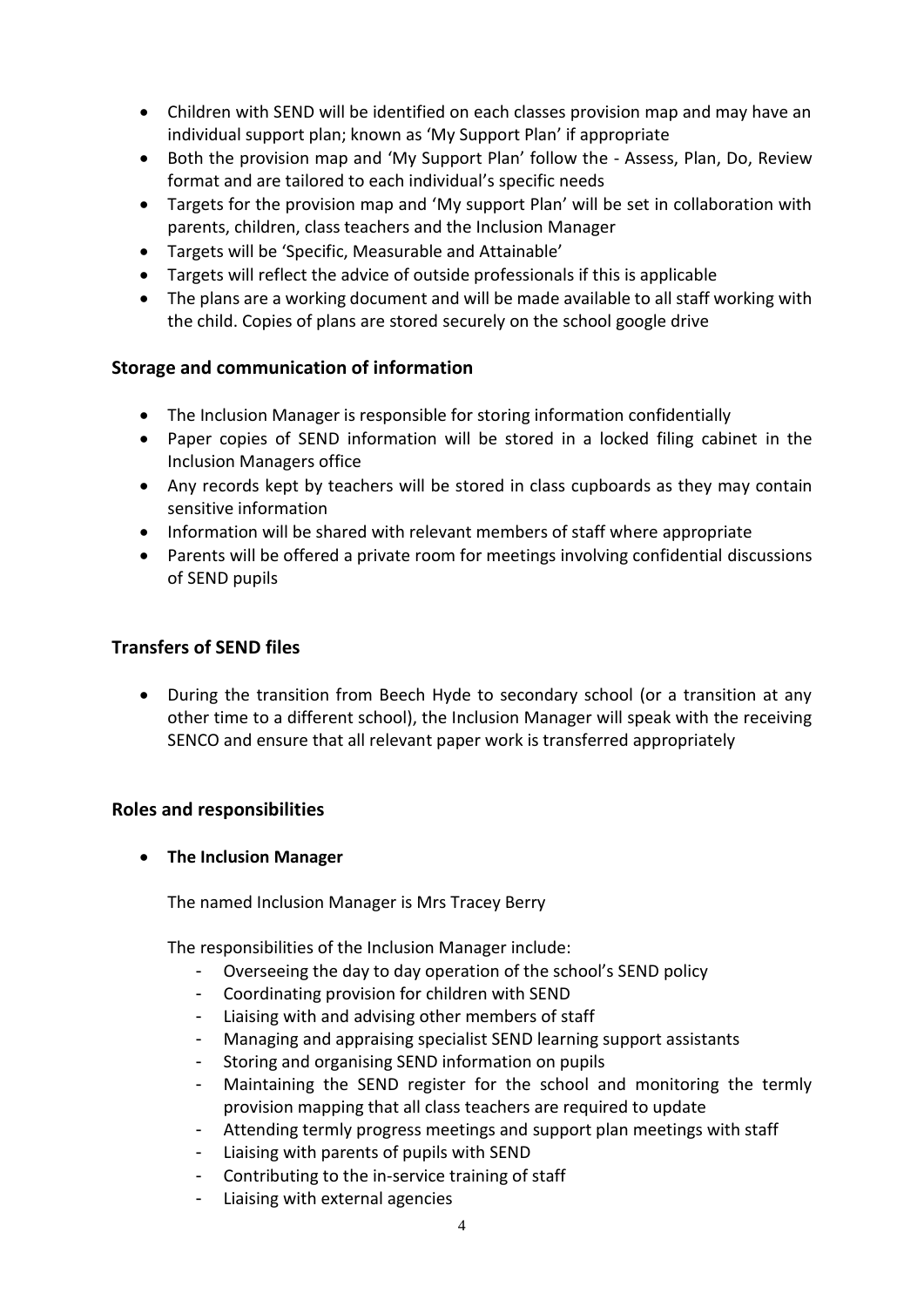- Children with SEND will be identified on each classes provision map and may have an individual support plan; known as 'My Support Plan' if appropriate
- Both the provision map and 'My Support Plan' follow the - Assess, Plan, Do, Review format and are tailored to each individual's specific needs
- Targets for the provision map and 'My support Plan' will be set in collaboration with parents, children, class teachers and the Inclusion Manager
- Targets will be 'Specific, Measurable and Attainable'
- Targets will reflect the advice of outside professionals if this is applicable
- The plans are a working document and will be made available to all staff working with the child. Copies of plans are stored securely on the school google drive

## Storage and communication of information

- The Inclusion Manager is responsible for storing information confidentially
- Paper copies of SEND information will be stored in a locked filing cabinet in the Inclusion Managers office
- Any records kept by teachers will be stored in class cupboards as they may contain sensitive information
- Information will be shared with relevant members of staff where appropriate
- Parents will be offered a private room for meetings involving confidential discussions of SEND pupils

## Transfers of SEND files

- During the transition from Beech Hyde to secondary school (or a transition at any other time to a different school), the Inclusion Manager will speak with the receiving SENCO and ensure that all relevant paper work is transferred appropriately

## Roles and responsibilities

- **The Inclusion Manager**

  The named Inclusion Manager is Mrs Tracey Berry

  The responsibilities of the Inclusion Manager include:
  - Overseeing the day to day operation of the school's SEND policy
  - Coordinating provision for children with SEND
  - Liaising with and advising other members of staff
  - Managing and appraising specialist SEND learning support assistants
  - Storing and organising SEND information on pupils
  - Maintaining the SEND register for the school and monitoring the termly provision mapping that all class teachers are required to update
  - Attending termly progress meetings and support plan meetings with staff
  - Liaising with parents of pupils with SEND
  - Contributing to the in-service training of staff
  - Liaising with external agencies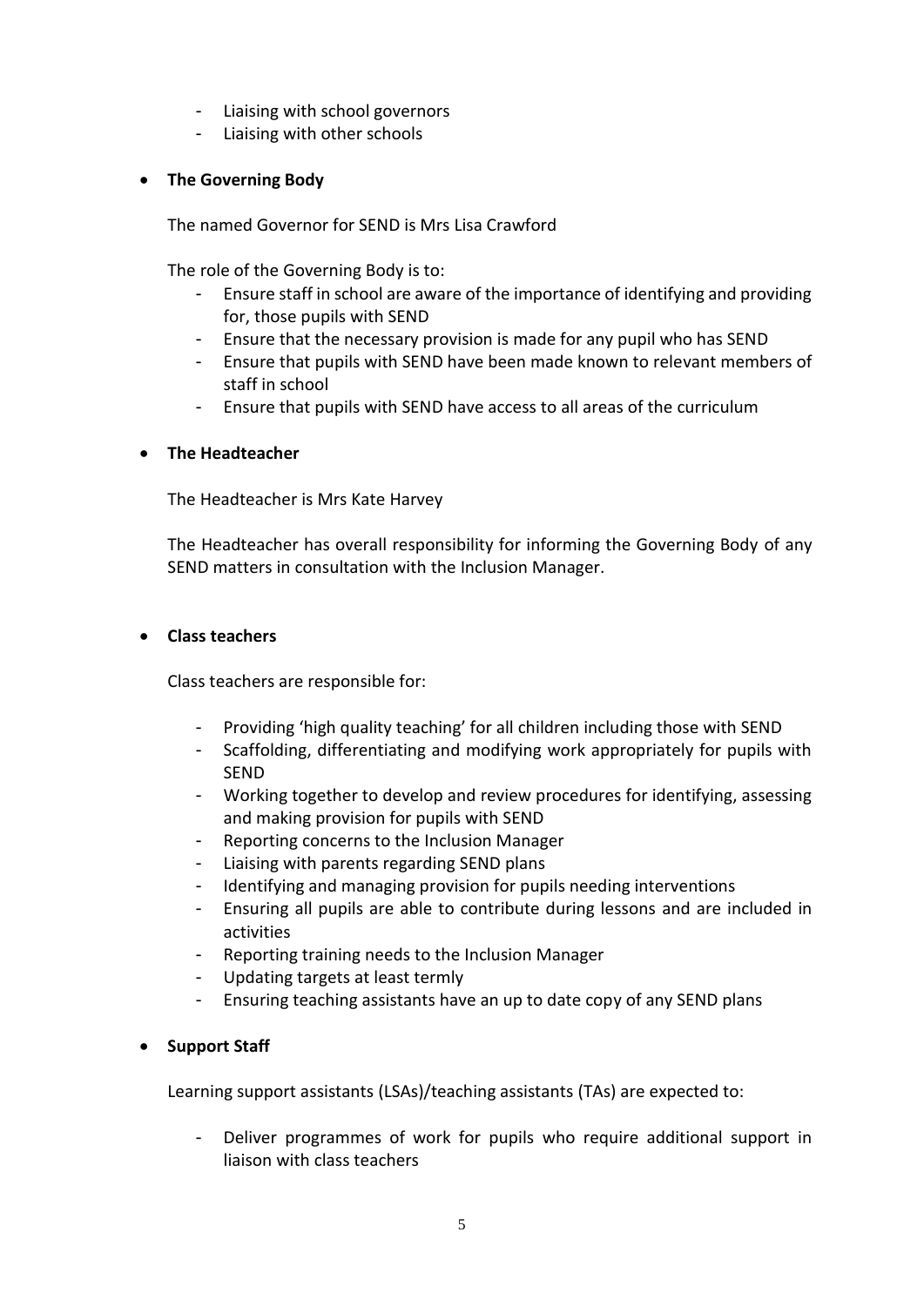- Liaising with school governors
- Liaising with other schools

- **The Governing Body**

  The named Governor for SEND is Mrs Lisa Crawford

  The role of the Governing Body is to:

  - Ensure staff in school are aware of the importance of identifying and providing for, those pupils with SEND
  - Ensure that the necessary provision is made for any pupil who has SEND
  - Ensure that pupils with SEND have been made known to relevant members of staff in school
  - Ensure that pupils with SEND have access to all areas of the curriculum

- **The Headteacher**

  The Headteacher is Mrs Kate Harvey

  The Headteacher has overall responsibility for informing the Governing Body of any SEND matters in consultation with the Inclusion Manager.

- **Class teachers**

  Class teachers are responsible for:

  - Providing 'high quality teaching' for all children including those with SEND
  - Scaffolding, differentiating and modifying work appropriately for pupils with SEND
  - Working together to develop and review procedures for identifying, assessing and making provision for pupils with SEND
  - Reporting concerns to the Inclusion Manager
  - Liaising with parents regarding SEND plans
  - Identifying and managing provision for pupils needing interventions
  - Ensuring all pupils are able to contribute during lessons and are included in activities
  - Reporting training needs to the Inclusion Manager
  - Updating targets at least termly
  - Ensuring teaching assistants have an up to date copy of any SEND plans

- **Support Staff**

  Learning support assistants (LSAs)/teaching assistants (TAs) are expected to:

  - Deliver programmes of work for pupils who require additional support in liaison with class teachers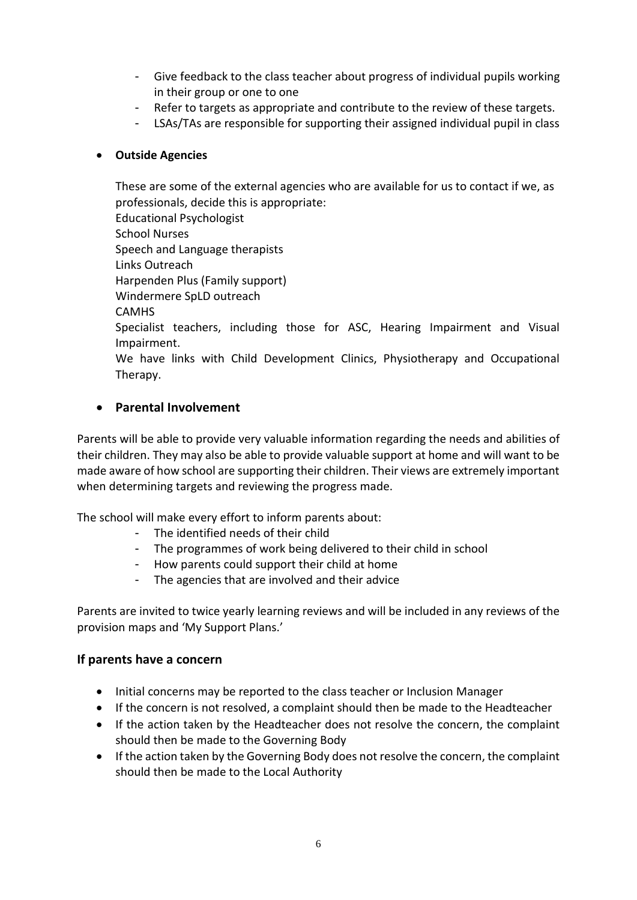- Give feedback to the class teacher about progress of individual pupils working in their group or one to one
- Refer to targets as appropriate and contribute to the review of these targets.
- LSAs/TAs are responsible for supporting their assigned individual pupil in class

- **Outside Agencies**

  These are some of the external agencies who are available for us to contact if we, as professionals, decide this is appropriate:
  Educational Psychologist
  School Nurses
  Speech and Language therapists
  Links Outreach
  Harpenden Plus (Family support)
  Windermere SpLD outreach
  CAMHS
  Specialist teachers, including those for ASC, Hearing Impairment and Visual Impairment.
  We have links with Child Development Clinics, Physiotherapy and Occupational Therapy.

- **Parental Involvement**

Parents will be able to provide very valuable information regarding the needs and abilities of their children. They may also be able to provide valuable support at home and will want to be made aware of how school are supporting their children. Their views are extremely important when determining targets and reviewing the progress made.

The school will make every effort to inform parents about:

- The identified needs of their child
- The programmes of work being delivered to their child in school
- How parents could support their child at home
- The agencies that are involved and their advice

Parents are invited to twice yearly learning reviews and will be included in any reviews of the provision maps and 'My Support Plans.'

### If parents have a concern

- Initial concerns may be reported to the class teacher or Inclusion Manager
- If the concern is not resolved, a complaint should then be made to the Headteacher
- If the action taken by the Headteacher does not resolve the concern, the complaint should then be made to the Governing Body
- If the action taken by the Governing Body does not resolve the concern, the complaint should then be made to the Local Authority